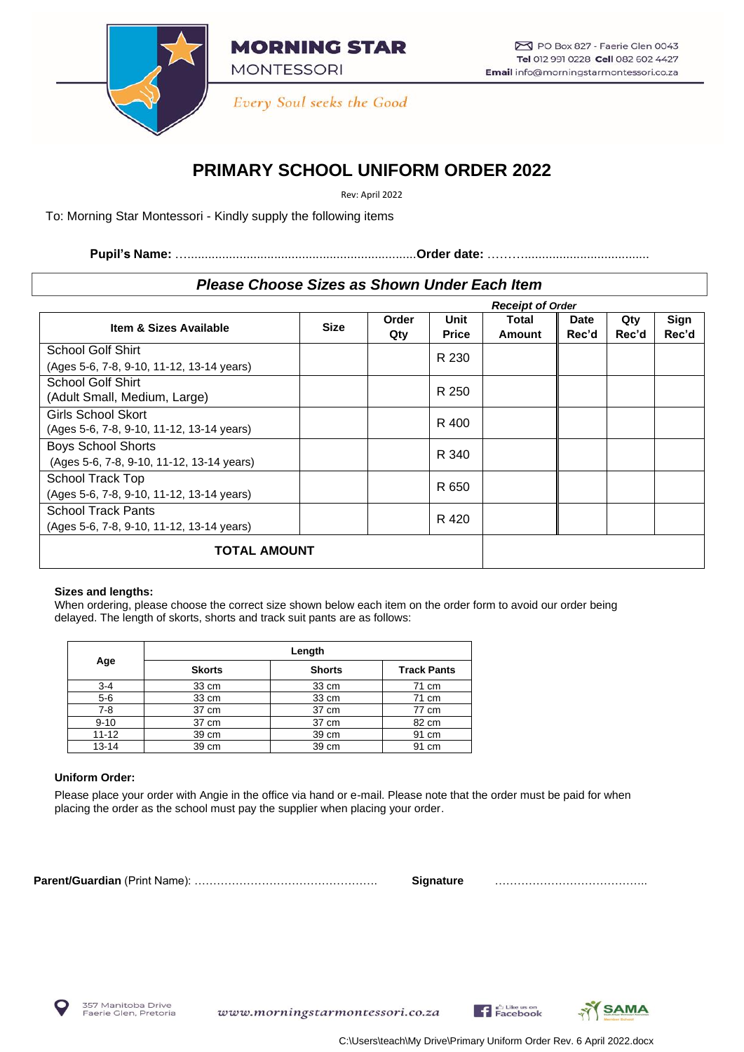**MORNING STAR**
MONTESSORI

*Every Soul seeks the Good*

PO Box 827 - Faerie Glen 0043
**Tel** 012 991 0228 **Cell** 082 602 4427
**Email** info@morningstarmontessori.co.za

# PRIMARY SCHOOL UNIFORM ORDER 2022

Rev: April 2022

To: Morning Star Montessori - Kindly supply the following items

**Pupil's Name:** ……………………………………………………………**Order date:** ……………………………………………

## *Please Choose Sizes as Shown Under Each Item*

| Item & Sizes Available | Size | Order Qty | Unit Price | Total Amount | *Receipt of Order* Date Rec'd | Qty Rec'd | Sign Rec'd |
|---|---|---|---|---|---|---|---|
| School Golf Shirt (Ages 5-6, 7-8, 9-10, 11-12, 13-14 years) | | | R 230 | | | | |
| School Golf Shirt (Adult Small, Medium, Large) | | | R 250 | | | | |
| Girls School Skort (Ages 5-6, 7-8, 9-10, 11-12, 13-14 years) | | | R 400 | | | | |
| Boys School Shorts (Ages 5-6, 7-8, 9-10, 11-12, 13-14 years) | | | R 340 | | | | |
| School Track Top (Ages 5-6, 7-8, 9-10, 11-12, 13-14 years) | | | R 650 | | | | |
| School Track Pants (Ages 5-6, 7-8, 9-10, 11-12, 13-14 years) | | | R 420 | | | | |
| **TOTAL AMOUNT** | | | | | | | |

**Sizes and lengths:**
When ordering, please choose the correct size shown below each item on the order form to avoid our order being delayed. The length of skorts, shorts and track suit pants are as follows:

| Age | Length | | |
|---|---|---|---|
| | **Skorts** | **Shorts** | **Track Pants** |
| 3-4 | 33 cm | 33 cm | 71 cm |
| 5-6 | 33 cm | 33 cm | 71 cm |
| 7-8 | 37 cm | 37 cm | 77 cm |
| 9-10 | 37 cm | 37 cm | 82 cm |
| 11-12 | 39 cm | 39 cm | 91 cm |
| 13-14 | 39 cm | 39 cm | 91 cm |

**Uniform Order:**
Please place your order with Angie in the office via hand or e-mail. Please note that the order must be paid for when placing the order as the school must pay the supplier when placing your order.

**Parent/Guardian** (Print Name): ………………………………………… **Signature** …………………………………

357 Manitoba Drive
Faerie Glen, Pretoria

www.morningstarmontessori.co.za

Like us on Facebook

SAMA Member School

C:\Users\teach\My Drive\Primary Uniform Order Rev. 6 April 2022.docx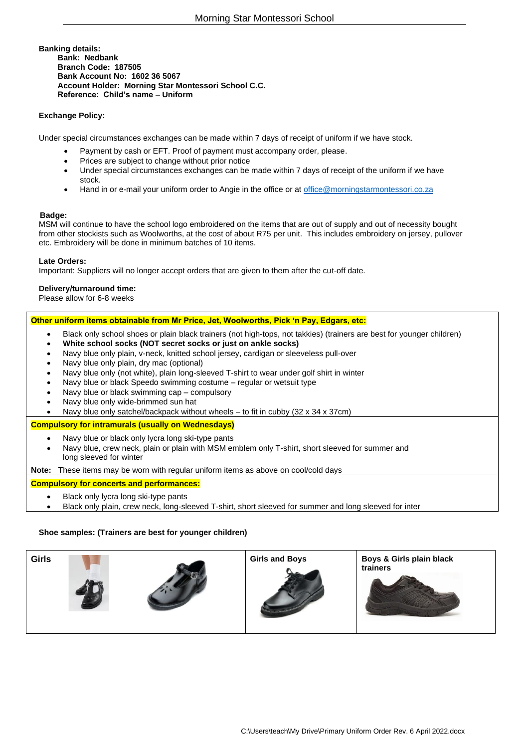**Banking details:**

**Bank: Nedbank**
**Branch Code: 187505**
**Bank Account No: 1602 36 5067**
**Account Holder: Morning Star Montessori School C.C.**
**Reference: Child's name – Uniform**

**Exchange Policy:**

Under special circumstances exchanges can be made within 7 days of receipt of uniform if we have stock.

- Payment by cash or EFT. Proof of payment must accompany order, please.
- Prices are subject to change without prior notice
- Under special circumstances exchanges can be made within 7 days of receipt of the uniform if we have stock.
- Hand in or e-mail your uniform order to Angie in the office or at office@morningstarmontessori.co.za

**Badge:**
MSM will continue to have the school logo embroidered on the items that are out of supply and out of necessity bought from other stockists such as Woolworths, at the cost of about R75 per unit. This includes embroidery on jersey, pullover etc. Embroidery will be done in minimum batches of 10 items.

**Late Orders:**
Important: Suppliers will no longer accept orders that are given to them after the cut-off date.

**Delivery/turnaround time:**
Please allow for 6-8 weeks

**Other uniform items obtainable from Mr Price, Jet, Woolworths, Pick 'n Pay, Edgars, etc:**

- Black only school shoes or plain black trainers (not high-tops, not takkies) (trainers are best for younger children)
- **White school socks (NOT secret socks or just on ankle socks)**
- Navy blue only plain, v-neck, knitted school jersey, cardigan or sleeveless pull-over
- Navy blue only plain, dry mac (optional)
- Navy blue only (not white), plain long-sleeved T-shirt to wear under golf shirt in winter
- Navy blue or black Speedo swimming costume – regular or wetsuit type
- Navy blue or black swimming cap – compulsory
- Navy blue only wide-brimmed sun hat
- Navy blue only satchel/backpack without wheels – to fit in cubby (32 x 34 x 37cm)

**Compulsory for intramurals (usually on Wednesdays)**

- Navy blue or black only lycra long ski-type pants
- Navy blue, crew neck, plain or plain with MSM emblem only T-shirt, short sleeved for summer and long sleeved for winter

**Note:** These items may be worn with regular uniform items as above on cool/cold days

**Compulsory for concerts and performances:**

- Black only lycra long ski-type pants
- Black only plain, crew neck, long-sleeved T-shirt, short sleeved for summer and long sleeved for inter

**Shoe samples: (Trainers are best for younger children)**

| Girls | Girls and Boys | Boys & Girls plain black trainers |
| --- | --- | --- |